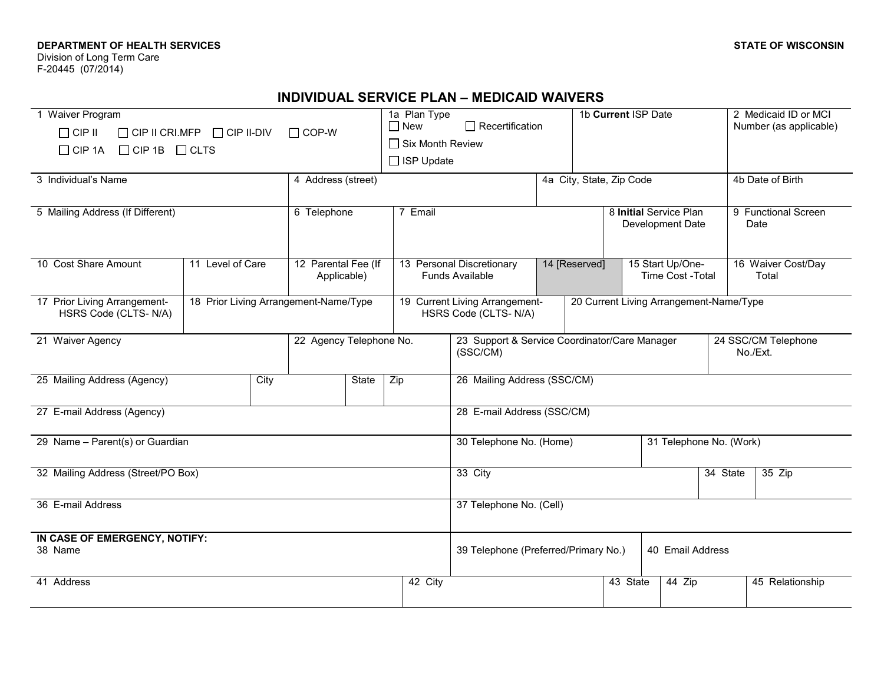DEPARTMENT OF HEALTH SERVICES
Division of Long Term Care
F-20445 (07/2014)

STATE OF WISCONSIN

# INDIVIDUAL SERVICE PLAN – MEDICAID WAIVERS

| 1 Waiver Program | 1a Plan Type | 1b **Current** ISP Date | 2 Medicaid ID or MCI Number (as applicable) |
|---|---|---|---|
| ☐ CIP II ☐ CIP II CRI.MFP ☐ CIP II-DIV ☐ COP-W<br>☐ CIP 1A ☐ CIP 1B ☐ CLTS | ☐ New ☐ Recertification<br>☐ Six Month Review<br>☐ ISP Update | | |

| 3 Individual's Name | 4 Address (street) | 4a City, State, Zip Code | 4b Date of Birth |
|---|---|---|---|
| | | | |

| 5 Mailing Address (If Different) | 6 Telephone | 7 Email | 8 **Initial** Service Plan Development Date | 9 Functional Screen Date |
|---|---|---|---|---|
| | | | | |

| 10 Cost Share Amount | 11 Level of Care | 12 Parental Fee (If Applicable) | 13 Personal Discretionary Funds Available | 14 [Reserved] | 15 Start Up/One-Time Cost -Total | 16 Waiver Cost/Day Total |
|---|---|---|---|---|---|---|
| | | | | | | |

| 17 Prior Living Arrangement-HSRS Code (CLTS- N/A) | 18 Prior Living Arrangement-Name/Type | 19 Current Living Arrangement-HSRS Code (CLTS- N/A) | 20 Current Living Arrangement-Name/Type |
|---|---|---|---|
| | | | |

| 21 Waiver Agency | 22 Agency Telephone No. | 23 Support & Service Coordinator/Care Manager (SSC/CM) | 24 SSC/CM Telephone No./Ext. |
|---|---|---|---|
| | | | |

| 25 Mailing Address (Agency) | City | State | Zip | 26 Mailing Address (SSC/CM) |
|---|---|---|---|---|
| | | | | |

| 27 E-mail Address (Agency) | 28 E-mail Address (SSC/CM) |
|---|---|
| | |

| 29 Name – Parent(s) or Guardian | 30 Telephone No. (Home) | 31 Telephone No. (Work) |
|---|---|---|
| | | |

| 32 Mailing Address (Street/PO Box) | 33 City | 34 State | 35 Zip |
|---|---|---|---|
| | | | |

| 36 E-mail Address | 37 Telephone No. (Cell) |
|---|---|
| | |

**IN CASE OF EMERGENCY, NOTIFY:**

| 38 Name | 39 Telephone (Preferred/Primary No.) | 40 Email Address |
|---|---|---|
| | | |

| 41 Address | 42 City | 43 State | 44 Zip | 45 Relationship |
|---|---|---|---|---|
| | | | | |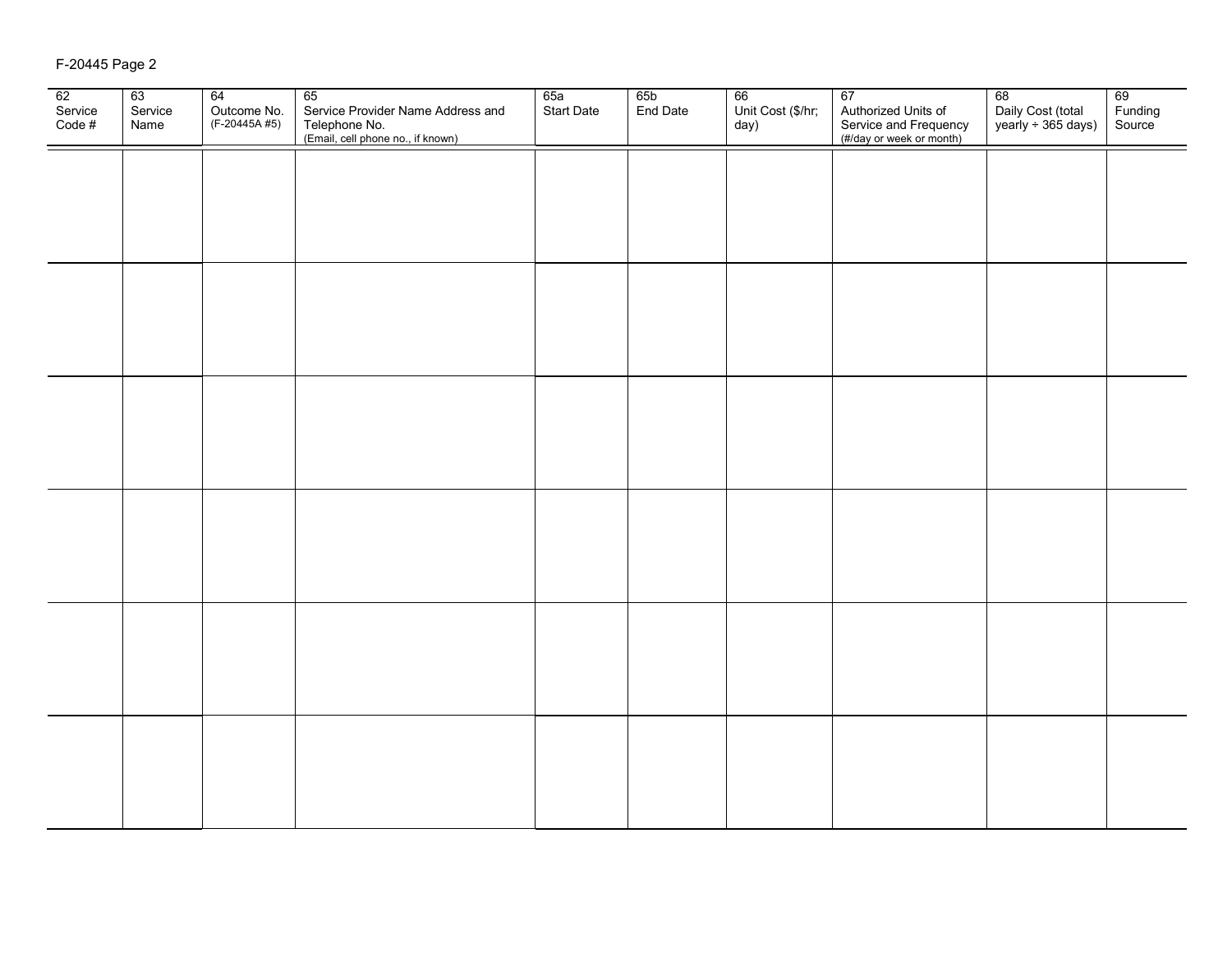F-20445 Page 2

| 62 Service Code # | 63 Service Name | 64 Outcome No. (F-20445A #5) | 65 Service Provider Name Address and Telephone No. (Email, cell phone no., if known) | 65a Start Date | 65b End Date | 66 Unit Cost ($/hr; day) | 67 Authorized Units of Service and Frequency (#/day or week or month) | 68 Daily Cost (total yearly ÷ 365 days) | 69 Funding Source |
|---|---|---|---|---|---|---|---|---|---|
| | | | | | | | | | |
| | | | | | | | | | |
| | | | | | | | | | |
| | | | | | | | | | |
| | | | | | | | | | |
| | | | | | | | | | |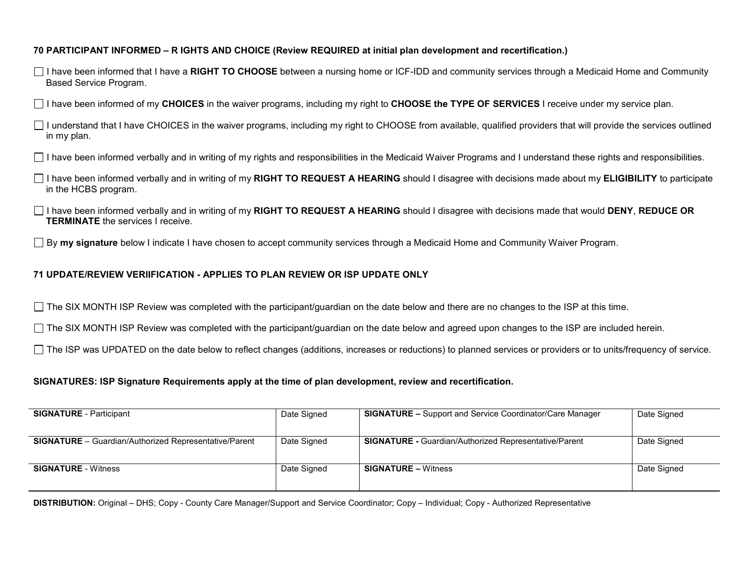**70 PARTICIPANT INFORMED – R IGHTS AND CHOICE (Review REQUIRED at initial plan development and recertification.)**

☐ I have been informed that I have a **RIGHT TO CHOOSE** between a nursing home or ICF-IDD and community services through a Medicaid Home and Community Based Service Program.

☐ I have been informed of my **CHOICES** in the waiver programs, including my right to **CHOOSE the TYPE OF SERVICES** I receive under my service plan.

☐ I understand that I have CHOICES in the waiver programs, including my right to CHOOSE from available, qualified providers that will provide the services outlined in my plan.

☐ I have been informed verbally and in writing of my rights and responsibilities in the Medicaid Waiver Programs and I understand these rights and responsibilities.

☐ I have been informed verbally and in writing of my **RIGHT TO REQUEST A HEARING** should I disagree with decisions made about my **ELIGIBILITY** to participate in the HCBS program.

☐ I have been informed verbally and in writing of my **RIGHT TO REQUEST A HEARING** should I disagree with decisions made that would **DENY**, **REDUCE OR TERMINATE** the services I receive.

☐ By **my signature** below I indicate I have chosen to accept community services through a Medicaid Home and Community Waiver Program.

**71 UPDATE/REVIEW VERIIFICATION - APPLIES TO PLAN REVIEW OR ISP UPDATE ONLY**

☐ The SIX MONTH ISP Review was completed with the participant/guardian on the date below and there are no changes to the ISP at this time.

☐ The SIX MONTH ISP Review was completed with the participant/guardian on the date below and agreed upon changes to the ISP are included herein.

☐ The ISP was UPDATED on the date below to reflect changes (additions, increases or reductions) to planned services or providers or to units/frequency of service.

**SIGNATURES: ISP Signature Requirements apply at the time of plan development, review and recertification.**

| **SIGNATURE** - Participant | Date Signed | **SIGNATURE –** Support and Service Coordinator/Care Manager | Date Signed |
|---|---|---|---|
| **SIGNATURE** – Guardian/Authorized Representative/Parent | Date Signed | **SIGNATURE -** Guardian/Authorized Representative/Parent | Date Signed |
| **SIGNATURE** - Witness | Date Signed | **SIGNATURE –** Witness | Date Signed |

**DISTRIBUTION:** Original – DHS; Copy - County Care Manager/Support and Service Coordinator; Copy – Individual; Copy - Authorized Representative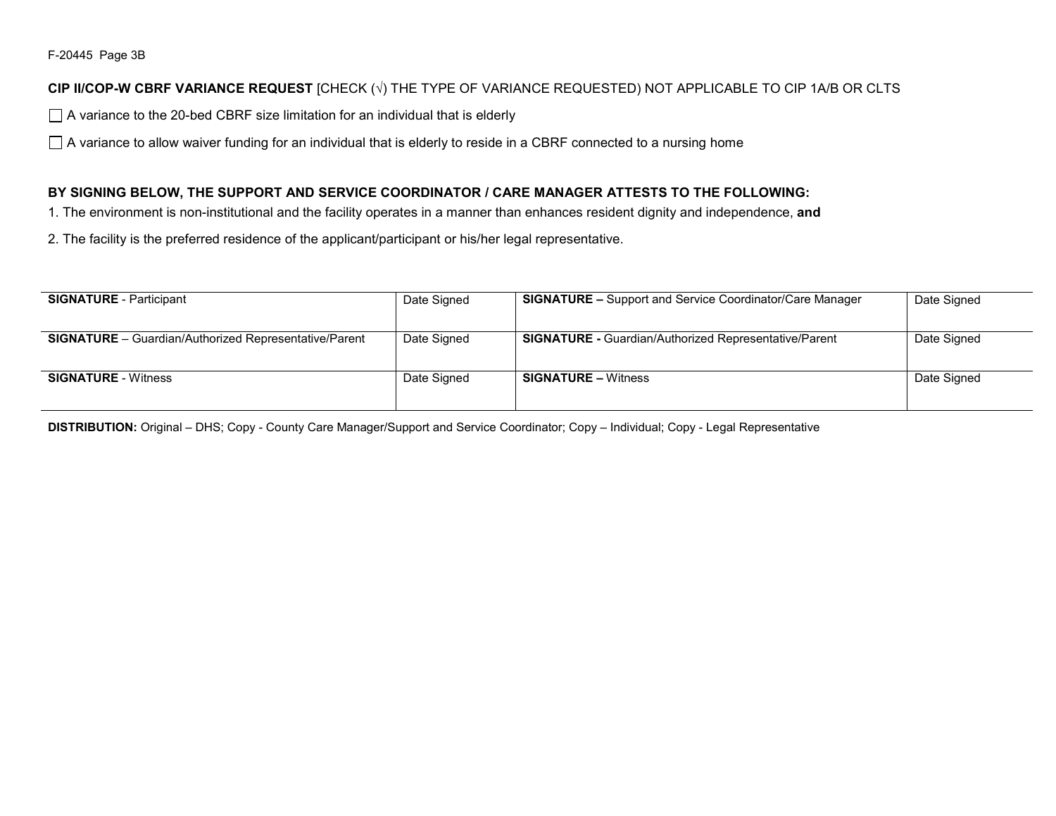**CIP II/COP-W CBRF VARIANCE REQUEST** [CHECK (√) THE TYPE OF VARIANCE REQUESTED) NOT APPLICABLE TO CIP 1A/B OR CLTS

☐ A variance to the 20-bed CBRF size limitation for an individual that is elderly

☐ A variance to allow waiver funding for an individual that is elderly to reside in a CBRF connected to a nursing home

**BY SIGNING BELOW, THE SUPPORT AND SERVICE COORDINATOR / CARE MANAGER ATTESTS TO THE FOLLOWING:**

1. The environment is non-institutional and the facility operates in a manner than enhances resident dignity and independence, **and**

2. The facility is the preferred residence of the applicant/participant or his/her legal representative.

| | | | |
|---|---|---|---|
| **SIGNATURE** - Participant | Date Signed | **SIGNATURE –** Support and Service Coordinator/Care Manager | Date Signed |
| **SIGNATURE** – Guardian/Authorized Representative/Parent | Date Signed | **SIGNATURE -** Guardian/Authorized Representative/Parent | Date Signed |
| **SIGNATURE** - Witness | Date Signed | **SIGNATURE –** Witness | Date Signed |

**DISTRIBUTION:** Original – DHS; Copy - County Care Manager/Support and Service Coordinator; Copy – Individual; Copy - Legal Representative